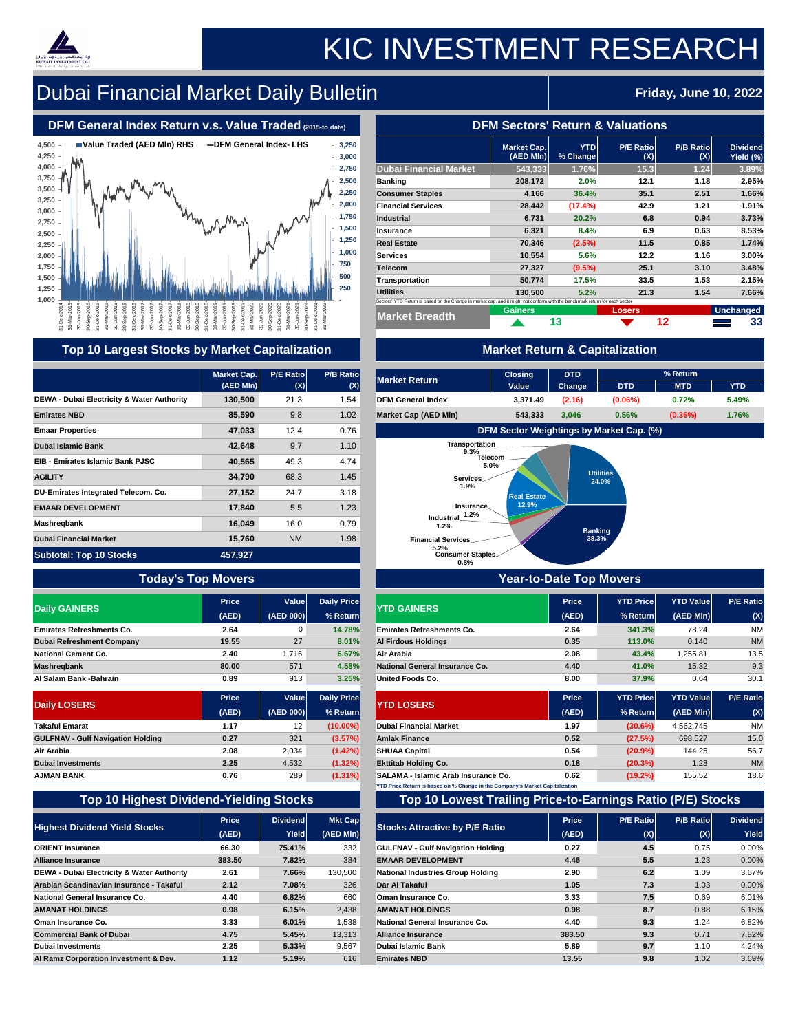# KIC INVESTMENT RESEARCH

## Dubai Financial Market Daily Bulletin

**Friday, June 10, 2022**

### DFM General Index Return v.s. Value Traded (2015-to date)

Value Traded (AED Mln) RHS — DFM General Index- LHS

### DFM Sectors' Return & Valuations

| | Market Cap. (AED Mln) | YTD % Change | P/E Ratio (X) | P/B Ratio (X) | Dividend Yield (%) |
|---|---|---|---|---|---|
| Dubai Financial Market | 543,333 | 1.76% | 15.3 | 1.24 | 3.89% |
| Banking | 208,172 | 2.0% | 12.1 | 1.18 | 2.95% |
| Consumer Staples | 4,166 | 36.4% | 35.1 | 2.51 | 1.66% |
| Financial Services | 28,442 | (17.4%) | 42.9 | 1.21 | 1.91% |
| Industrial | 6,731 | 20.2% | 6.8 | 0.94 | 3.73% |
| Insurance | 6,321 | 8.4% | 6.9 | 0.63 | 8.53% |
| Real Estate | 70,346 | (2.5%) | 11.5 | 0.85 | 1.74% |
| Services | 10,554 | 5.6% | 12.2 | 1.16 | 3.00% |
| Telecom | 27,327 | (9.5%) | 25.1 | 3.10 | 3.48% |
| Transportation | 50,774 | 17.5% | 33.5 | 1.53 | 2.15% |
| Utilities | 130,500 | 5.2% | 21.3 | 1.54 | 7.66% |

Sectors' YTD Return is based on the Change in market cap. and it might not conform with the benchmark return for each sector

| Market Breadth | Gainers | Losers | Unchanged |
|---|---|---|---|
| | 13 | 12 | 33 |

### Top 10 Largest Stocks by Market Capitalization

| | Market Cap. (AED Mln) | P/E Ratio (X) | P/B Ratio (X) |
|---|---|---|---|
| DEWA - Dubai Electricity & Water Authority | 130,500 | 21.3 | 1.54 |
| Emirates NBD | 85,590 | 9.8 | 1.02 |
| Emaar Properties | 47,033 | 12.4 | 0.76 |
| Dubai Islamic Bank | 42,648 | 9.7 | 1.10 |
| EIB - Emirates Islamic Bank PJSC | 40,565 | 49.3 | 4.74 |
| AGILITY | 34,790 | 68.3 | 1.45 |
| DU-Emirates Integrated Telecom. Co. | 27,152 | 24.7 | 3.18 |
| EMAAR DEVELOPMENT | 17,840 | 5.5 | 1.23 |
| Mashreqbank | 16,049 | 16.0 | 0.79 |
| Dubai Financial Market | 15,760 | NM | 1.98 |
| Subtotal: Top 10 Stocks | 457,927 | | |

### Market Return & Capitalization

| Market Return | Closing Value | DTD Change | % Return DTD | MTD | YTD |
|---|---|---|---|---|---|
| DFM General Index | 3,371.49 | (2.16) | (0.06%) | 0.72% | 5.49% |
| Market Cap (AED Mln) | 543,333 | 3,046 | 0.56% | (0.36%) | 1.76% |

### DFM Sector Weightings by Market Cap. (%)

Banking 38.3%; Utilities 24.0%; Real Estate 12.9%; Transportation 9.3%; Financial Services 5.2%; Telecom 5.0%; Services 1.9%; Industrial 1.2%; Insurance 1.2%; Consumer Staples 0.8%

### Today's Top Movers

| Daily GAINERS | Price (AED) | Value (AED 000) | Daily Price % Return |
|---|---|---|---|
| Emirates Refreshments Co. | 2.64 | 0 | 14.78% |
| Dubai Refreshment Company | 19.55 | 27 | 8.01% |
| National Cement Co. | 2.40 | 1,716 | 6.67% |
| Mashreqbank | 80.00 | 571 | 4.58% |
| Al Salam Bank -Bahrain | 0.89 | 913 | 3.25% |

| Daily LOSERS | Price (AED) | Value (AED 000) | Daily Price % Return |
|---|---|---|---|
| Takaful Emarat | 1.17 | 12 | (10.00%) |
| GULFNAV - Gulf Navigation Holding | 0.27 | 321 | (3.57%) |
| Air Arabia | 2.08 | 2,034 | (1.42%) |
| Dubai Investments | 2.25 | 4,532 | (1.32%) |
| AJMAN BANK | 0.76 | 289 | (1.31%) |

### Year-to-Date Top Movers

| YTD GAINERS | Price (AED) | YTD Price % Return | YTD Value (AED Mln) | P/E Ratio (X) |
|---|---|---|---|---|
| Emirates Refreshments Co. | 2.64 | 341.3% | 78.24 | NM |
| Al Firdous Holdings | 0.35 | 113.0% | 0.140 | NM |
| Air Arabia | 2.08 | 43.4% | 1,255.81 | 13.5 |
| National General Insurance Co. | 4.40 | 41.0% | 15.32 | 9.3 |
| United Foods Co. | 8.00 | 37.9% | 0.64 | 30.1 |

| YTD LOSERS | Price (AED) | YTD Price % Return | YTD Value (AED Mln) | P/E Ratio (X) |
|---|---|---|---|---|
| Dubai Financial Market | 1.97 | (30.6%) | 4,562.745 | NM |
| Amlak Finance | 0.52 | (27.5%) | 698.527 | 15.0 |
| SHUAA Capital | 0.54 | (20.9%) | 144.25 | 56.7 |
| Ekttitab Holding Co. | 0.18 | (20.3%) | 1.28 | NM |
| SALAMA - Islamic Arab Insurance Co. | 0.62 | (19.2%) | 155.52 | 18.6 |

YTD Price Return is based on % Change in the Company's Market Capitalization

### Top 10 Highest Dividend-Yielding Stocks

| Highest Dividend Yield Stocks | Price (AED) | Dividend Yield | Mkt Cap (AED Mln) |
|---|---|---|---|
| ORIENT Insurance | 66.30 | 75.41% | 332 |
| Alliance Insurance | 383.50 | 7.82% | 384 |
| DEWA - Dubai Electricity & Water Authority | 2.61 | 7.66% | 130,500 |
| Arabian Scandinavian Insurance - Takaful | 2.12 | 7.08% | 326 |
| National General Insurance Co. | 4.40 | 6.82% | 660 |
| AMANAT HOLDINGS | 0.98 | 6.15% | 2,438 |
| Oman Insurance Co. | 3.33 | 6.01% | 1,538 |
| Commercial Bank of Dubai | 4.75 | 5.45% | 13,313 |
| Dubai Investments | 2.25 | 5.33% | 9,567 |
| Al Ramz Corporation Investment & Dev. | 1.12 | 5.19% | 616 |

### Top 10 Lowest Trailing Price-to-Earnings Ratio (P/E) Stocks

| Stocks Attractive by P/E Ratio | Price (AED) | P/E Ratio (X) | P/B Ratio (X) | Dividend Yield |
|---|---|---|---|---|
| GULFNAV - Gulf Navigation Holding | 0.27 | 4.5 | 0.75 | 0.00% |
| EMAAR DEVELOPMENT | 4.46 | 5.5 | 1.23 | 0.00% |
| National Industries Group Holding | 2.90 | 6.2 | 1.09 | 3.67% |
| Dar Al Takaful | 1.05 | 7.3 | 1.03 | 0.00% |
| Oman Insurance Co. | 3.33 | 7.5 | 0.69 | 6.01% |
| AMANAT HOLDINGS | 0.98 | 8.7 | 0.88 | 6.15% |
| National General Insurance Co. | 4.40 | 9.3 | 1.24 | 6.82% |
| Alliance Insurance | 383.50 | 9.3 | 0.71 | 7.82% |
| Dubai Islamic Bank | 5.89 | 9.7 | 1.10 | 4.24% |
| Emirates NBD | 13.55 | 9.8 | 1.02 | 3.69% |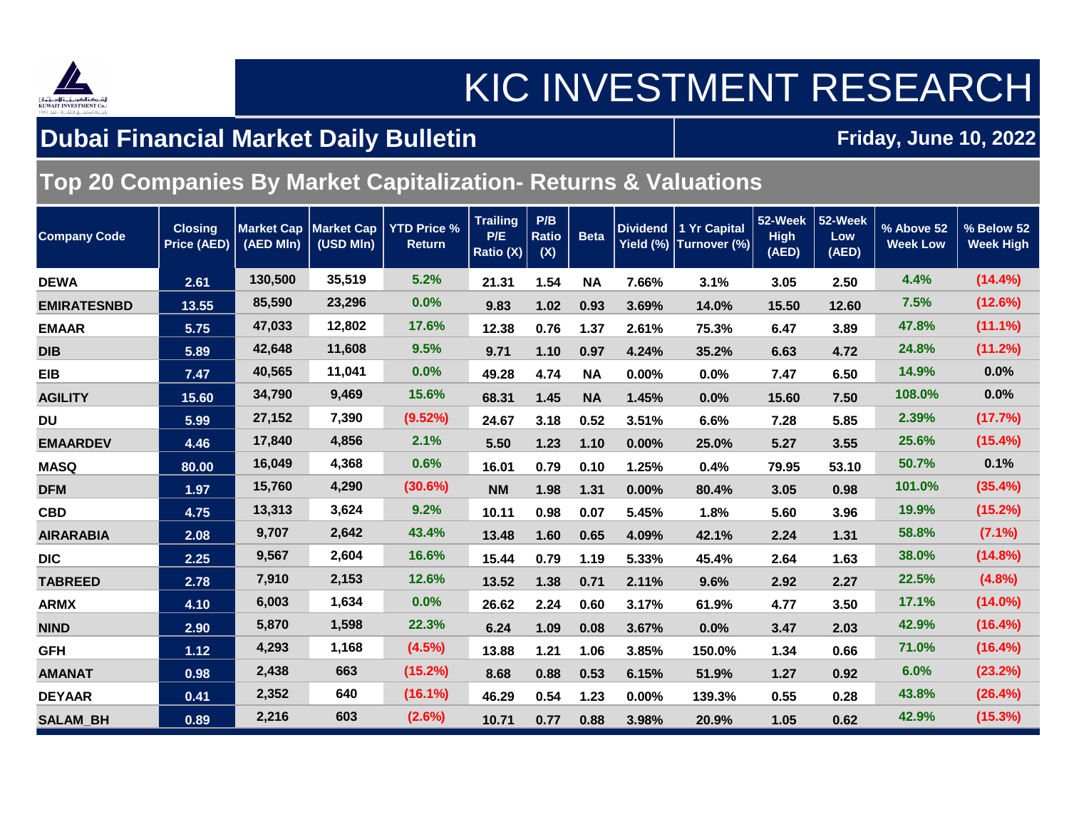# KIC INVESTMENT RESEARCH

## Dubai Financial Market Daily Bulletin

**Friday, June 10, 2022**

## Top 20 Companies By Market Capitalization- Returns & Valuations

| Company Code | Closing Price (AED) | Market Cap (AED Mln) | Market Cap (USD Mln) | YTD Price % Return | Trailing P/E Ratio (X) | P/B Ratio (X) | Beta | Dividend Yield (%) | 1 Yr Capital Turnover (%) | 52-Week High (AED) | 52-Week Low (AED) | % Above 52 Week Low | % Below 52 Week High |
|---|---|---|---|---|---|---|---|---|---|---|---|---|---|
| DEWA | 2.61 | 130,500 | 35,519 | 5.2% | 21.31 | 1.54 | NA | 7.66% | 3.1% | 3.05 | 2.50 | 4.4% | (14.4%) |
| EMIRATESNBD | 13.55 | 85,590 | 23,296 | 0.0% | 9.83 | 1.02 | 0.93 | 3.69% | 14.0% | 15.50 | 12.60 | 7.5% | (12.6%) |
| EMAAR | 5.75 | 47,033 | 12,802 | 17.6% | 12.38 | 0.76 | 1.37 | 2.61% | 75.3% | 6.47 | 3.89 | 47.8% | (11.1%) |
| DIB | 5.89 | 42,648 | 11,608 | 9.5% | 9.71 | 1.10 | 0.97 | 4.24% | 35.2% | 6.63 | 4.72 | 24.8% | (11.2%) |
| EIB | 7.47 | 40,565 | 11,041 | 0.0% | 49.28 | 4.74 | NA | 0.00% | 0.0% | 7.47 | 6.50 | 14.9% | 0.0% |
| AGILITY | 15.60 | 34,790 | 9,469 | 15.6% | 68.31 | 1.45 | NA | 1.45% | 0.0% | 15.60 | 7.50 | 108.0% | 0.0% |
| DU | 5.99 | 27,152 | 7,390 | (9.52%) | 24.67 | 3.18 | 0.52 | 3.51% | 6.6% | 7.28 | 5.85 | 2.39% | (17.7%) |
| EMAARDEV | 4.46 | 17,840 | 4,856 | 2.1% | 5.50 | 1.23 | 1.10 | 0.00% | 25.0% | 5.27 | 3.55 | 25.6% | (15.4%) |
| MASQ | 80.00 | 16,049 | 4,368 | 0.6% | 16.01 | 0.79 | 0.10 | 1.25% | 0.4% | 79.95 | 53.10 | 50.7% | 0.1% |
| DFM | 1.97 | 15,760 | 4,290 | (30.6%) | NM | 1.98 | 1.31 | 0.00% | 80.4% | 3.05 | 0.98 | 101.0% | (35.4%) |
| CBD | 4.75 | 13,313 | 3,624 | 9.2% | 10.11 | 0.98 | 0.07 | 5.45% | 1.8% | 5.60 | 3.96 | 19.9% | (15.2%) |
| AIRARABIA | 2.08 | 9,707 | 2,642 | 43.4% | 13.48 | 1.60 | 0.65 | 4.09% | 42.1% | 2.24 | 1.31 | 58.8% | (7.1%) |
| DIC | 2.25 | 9,567 | 2,604 | 16.6% | 15.44 | 0.79 | 1.19 | 5.33% | 45.4% | 2.64 | 1.63 | 38.0% | (14.8%) |
| TABREED | 2.78 | 7,910 | 2,153 | 12.6% | 13.52 | 1.38 | 0.71 | 2.11% | 9.6% | 2.92 | 2.27 | 22.5% | (4.8%) |
| ARMX | 4.10 | 6,003 | 1,634 | 0.0% | 26.62 | 2.24 | 0.60 | 3.17% | 61.9% | 4.77 | 3.50 | 17.1% | (14.0%) |
| NIND | 2.90 | 5,870 | 1,598 | 22.3% | 6.24 | 1.09 | 0.08 | 3.67% | 0.0% | 3.47 | 2.03 | 42.9% | (16.4%) |
| GFH | 1.12 | 4,293 | 1,168 | (4.5%) | 13.88 | 1.21 | 1.06 | 3.85% | 150.0% | 1.34 | 0.66 | 71.0% | (16.4%) |
| AMANAT | 0.98 | 2,438 | 663 | (15.2%) | 8.68 | 0.88 | 0.53 | 6.15% | 51.9% | 1.27 | 0.92 | 6.0% | (23.2%) |
| DEYAAR | 0.41 | 2,352 | 640 | (16.1%) | 46.29 | 0.54 | 1.23 | 0.00% | 139.3% | 0.55 | 0.28 | 43.8% | (26.4%) |
| SALAM_BH | 0.89 | 2,216 | 603 | (2.6%) | 10.71 | 0.77 | 0.88 | 3.98% | 20.9% | 1.05 | 0.62 | 42.9% | (15.3%) |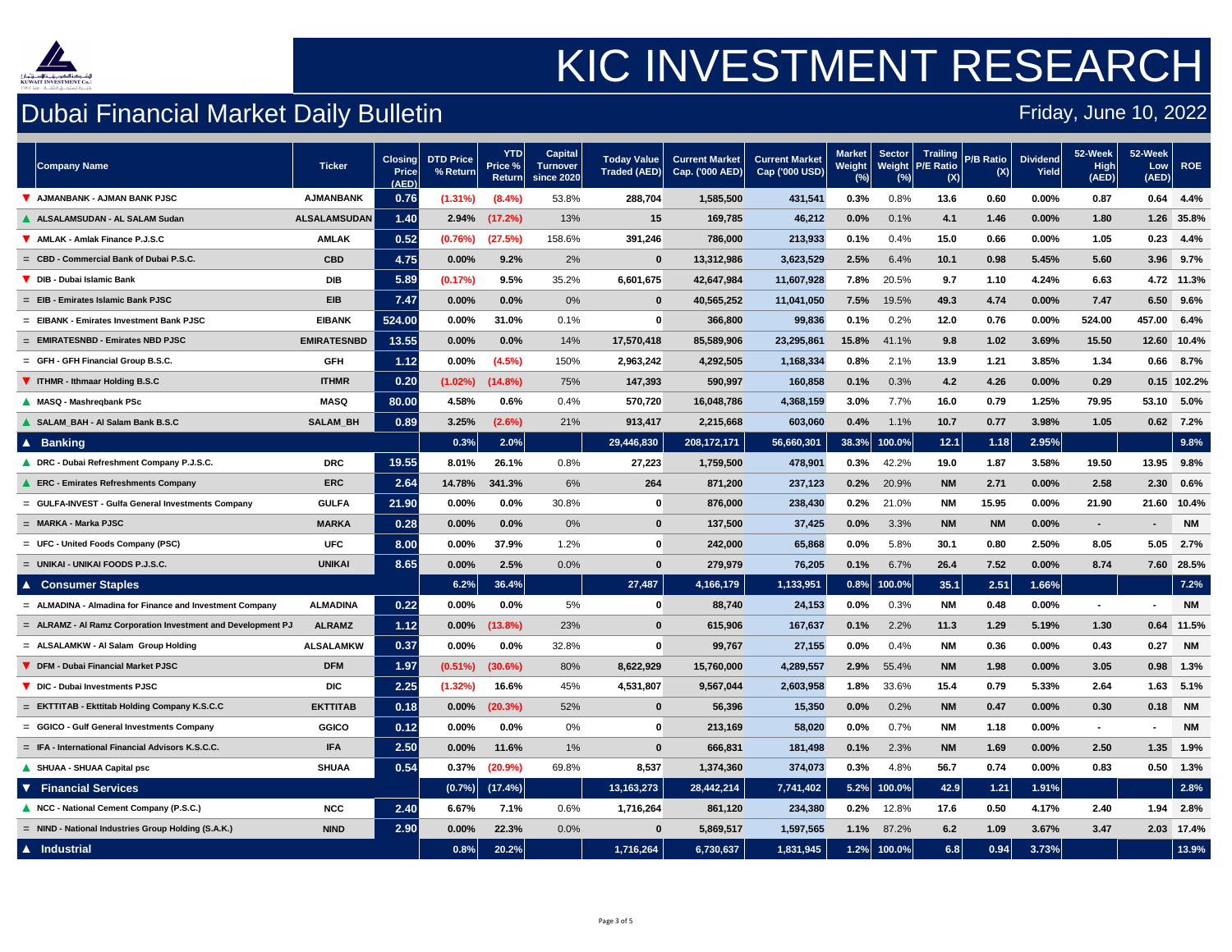# KIC INVESTMENT RESEARCH

## Dubai Financial Market Daily Bulletin

Friday, June 10, 2022

| | Company Name | Ticker | Closing Price (AED) | DTD Price % Return | YTD Price % Return | Capital Turnover since 2020 | Today Value Traded (AED) | Current Market Cap. ('000 AED) | Current Market Cap ('000 USD) | Market Weight (%) | Sector Weight (%) | Trailing P/E Ratio (X) | P/B Ratio (X) | Dividend Yield | 52-Week High (AED) | 52-Week Low (AED) | ROE |
|---|---|---|---|---|---|---|---|---|---|---|---|---|---|---|---|---|---|
| ▼ | AJMANBANK - AJMAN BANK PJSC | AJMANBANK | 0.76 | (1.31%) | (8.4%) | 53.8% | 288,704 | 1,585,500 | 431,541 | 0.3% | 0.8% | 13.6 | 0.60 | 0.00% | 0.87 | 0.64 | 4.4% |
| ▲ | ALSALAMSUDAN - AL SALAM Sudan | ALSALAMSUDAN | 1.40 | 2.94% | (17.2%) | 13% | 15 | 169,785 | 46,212 | 0.0% | 0.1% | 4.1 | 1.46 | 0.00% | 1.80 | 1.26 | 35.8% |
| ▼ | AMLAK - Amlak Finance P.J.S.C | AMLAK | 0.52 | (0.76%) | (27.5%) | 158.6% | 391,246 | 786,000 | 213,933 | 0.1% | 0.4% | 15.0 | 0.66 | 0.00% | 1.05 | 0.23 | 4.4% |
| = | CBD - Commercial Bank of Dubai P.S.C. | CBD | 4.75 | 0.00% | 9.2% | 2% | 0 | 13,312,986 | 3,623,529 | 2.5% | 6.4% | 10.1 | 0.98 | 5.45% | 5.60 | 3.96 | 9.7% |
| ▼ | DIB - Dubai Islamic Bank | DIB | 5.89 | (0.17%) | 9.5% | 35.2% | 6,601,675 | 42,647,984 | 11,607,928 | 7.8% | 20.5% | 9.7 | 1.10 | 4.24% | 6.63 | 4.72 | 11.3% |
| = | EIB - Emirates Islamic Bank PJSC | EIB | 7.47 | 0.00% | 0.0% | 0% | 0 | 40,565,252 | 11,041,050 | 7.5% | 19.5% | 49.3 | 4.74 | 0.00% | 7.47 | 6.50 | 9.6% |
| = | EIBANK - Emirates Investment Bank PJSC | EIBANK | 524.00 | 0.00% | 31.0% | 0.1% | 0 | 366,800 | 99,836 | 0.1% | 0.2% | 12.0 | 0.76 | 0.00% | 524.00 | 457.00 | 6.4% |
| = | EMIRATESNBD - Emirates NBD PJSC | EMIRATESNBD | 13.55 | 0.00% | 0.0% | 14% | 17,570,418 | 85,589,906 | 23,295,861 | 15.8% | 41.1% | 9.8 | 1.02 | 3.69% | 15.50 | 12.60 | 10.4% |
| = | GFH - GFH Financial Group B.S.C. | GFH | 1.12 | 0.00% | (4.5%) | 150% | 2,963,242 | 4,292,505 | 1,168,334 | 0.8% | 2.1% | 13.9 | 1.21 | 3.85% | 1.34 | 0.66 | 8.7% |
| ▼ | ITHMR - Ithmaar Holding B.S.C | ITHMR | 0.20 | (1.02%) | (14.8%) | 75% | 147,393 | 590,997 | 160,858 | 0.1% | 0.3% | 4.2 | 4.26 | 0.00% | 0.29 | 0.15 | 102.2% |
| ▲ | MASQ - Mashreqbank PSc | MASQ | 80.00 | 4.58% | 0.6% | 0.4% | 570,720 | 16,048,786 | 4,368,159 | 3.0% | 7.7% | 16.0 | 0.79 | 1.25% | 79.95 | 53.10 | 5.0% |
| ▲ | SALAM_BAH - Al Salam Bank B.S.C | SALAM_BH | 0.89 | 3.25% | (2.6%) | 21% | 913,417 | 2,215,668 | 603,060 | 0.4% | 1.1% | 10.7 | 0.77 | 3.98% | 1.05 | 0.62 | 7.2% |
| ▲ | **Banking** | | | **0.3%** | **2.0%** | | **29,446,830** | **208,172,171** | **56,660,301** | **38.3%** | **100.0%** | **12.1** | **1.18** | **2.95%** | | | **9.8%** |
| ▲ | DRC - Dubai Refreshment Company P.J.S.C. | DRC | 19.55 | 8.01% | 26.1% | 0.8% | 27,223 | 1,759,500 | 478,901 | 0.3% | 42.2% | 19.0 | 1.87 | 3.58% | 19.50 | 13.95 | 9.8% |
| ▲ | ERC - Emirates Refreshments Company | ERC | 2.64 | 14.78% | 341.3% | 6% | 264 | 871,200 | 237,123 | 0.2% | 20.9% | NM | 2.71 | 0.00% | 2.58 | 2.30 | 0.6% |
| = | GULFA-INVEST - Gulfa General Investments Company | GULFA | 21.90 | 0.00% | 0.0% | 30.8% | 0 | 876,000 | 238,430 | 0.2% | 21.0% | NM | 15.95 | 0.00% | 21.90 | 21.60 | 10.4% |
| = | MARKA - Marka PJSC | MARKA | 0.28 | 0.00% | 0.0% | 0% | 0 | 137,500 | 37,425 | 0.0% | 3.3% | NM | NM | 0.00% | - | - | NM |
| = | UFC - United Foods Company (PSC) | UFC | 8.00 | 0.00% | 37.9% | 1.2% | 0 | 242,000 | 65,868 | 0.0% | 5.8% | 30.1 | 0.80 | 2.50% | 8.05 | 5.05 | 2.7% |
| = | UNIKAI - UNIKAI FOODS P.J.S.C. | UNIKAI | 8.65 | 0.00% | 2.5% | 0.0% | 0 | 279,979 | 76,205 | 0.1% | 6.7% | 26.4 | 7.52 | 0.00% | 8.74 | 7.60 | 28.5% |
| ▲ | **Consumer Staples** | | | **6.2%** | **36.4%** | | **27,487** | **4,166,179** | **1,133,951** | **0.8%** | **100.0%** | **35.1** | **2.51** | **1.66%** | | | **7.2%** |
| = | ALMADINA - Almadina for Finance and Investment Company | ALMADINA | 0.22 | 0.00% | 0.0% | 5% | 0 | 88,740 | 24,153 | 0.0% | 0.3% | NM | 0.48 | 0.00% | - | - | NM |
| = | ALRAMZ - Al Ramz Corporation Investment and Development PJ | ALRAMZ | 1.12 | 0.00% | (13.8%) | 23% | 0 | 615,906 | 167,637 | 0.1% | 2.2% | 11.3 | 1.29 | 5.19% | 1.30 | 0.64 | 11.5% |
| = | ALSALAMKW - Al Salam Group Holding | ALSALAMKW | 0.37 | 0.00% | 0.0% | 32.8% | 0 | 99,767 | 27,155 | 0.0% | 0.4% | NM | 0.36 | 0.00% | 0.43 | 0.27 | NM |
| ▼ | DFM - Dubai Financial Market PJSC | DFM | 1.97 | (0.51%) | (30.6%) | 80% | 8,622,929 | 15,760,000 | 4,289,557 | 2.9% | 55.4% | NM | 1.98 | 0.00% | 3.05 | 0.98 | 1.3% |
| ▼ | DIC - Dubai Investments PJSC | DIC | 2.25 | (1.32%) | 16.6% | 45% | 4,531,807 | 9,567,044 | 2,603,958 | 1.8% | 33.6% | 15.4 | 0.79 | 5.33% | 2.64 | 1.63 | 5.1% |
| = | EKTTITAB - Ekttitab Holding Company K.S.C.C | EKTTITAB | 0.18 | 0.00% | (20.3%) | 52% | 0 | 56,396 | 15,350 | 0.0% | 0.2% | NM | 0.47 | 0.00% | 0.30 | 0.18 | NM |
| = | GGICO - Gulf General Investments Company | GGICO | 0.12 | 0.00% | 0.0% | 0% | 0 | 213,169 | 58,020 | 0.0% | 0.7% | NM | 1.18 | 0.00% | - | - | NM |
| = | IFA - International Financial Advisors K.S.C.C. | IFA | 2.50 | 0.00% | 11.6% | 1% | 0 | 666,831 | 181,498 | 0.1% | 2.3% | NM | 1.69 | 0.00% | 2.50 | 1.35 | 1.9% |
| ▲ | SHUAA - SHUAA Capital psc | SHUAA | 0.54 | 0.37% | (20.9%) | 69.8% | 8,537 | 1,374,360 | 374,073 | 0.3% | 4.8% | 56.7 | 0.74 | 0.00% | 0.83 | 0.50 | 1.3% |
| ▼ | **Financial Services** | | | **(0.7%)** | **(17.4%)** | | **13,163,273** | **28,442,214** | **7,741,402** | **5.2%** | **100.0%** | **42.9** | **1.21** | **1.91%** | | | **2.8%** |
| ▲ | NCC - National Cement Company (P.S.C.) | NCC | 2.40 | 6.67% | 7.1% | 0.6% | 1,716,264 | 861,120 | 234,380 | 0.2% | 12.8% | 17.6 | 0.50 | 4.17% | 2.40 | 1.94 | 2.8% |
| = | NIND - National Industries Group Holding (S.A.K.) | NIND | 2.90 | 0.00% | 22.3% | 0.0% | 0 | 5,869,517 | 1,597,565 | 1.1% | 87.2% | 6.2 | 1.09 | 3.67% | 3.47 | 2.03 | 17.4% |
| ▲ | **Industrial** | | | **0.8%** | **20.2%** | | **1,716,264** | **6,730,637** | **1,831,945** | **1.2%** | **100.0%** | **6.8** | **0.94** | **3.73%** | | | **13.9%** |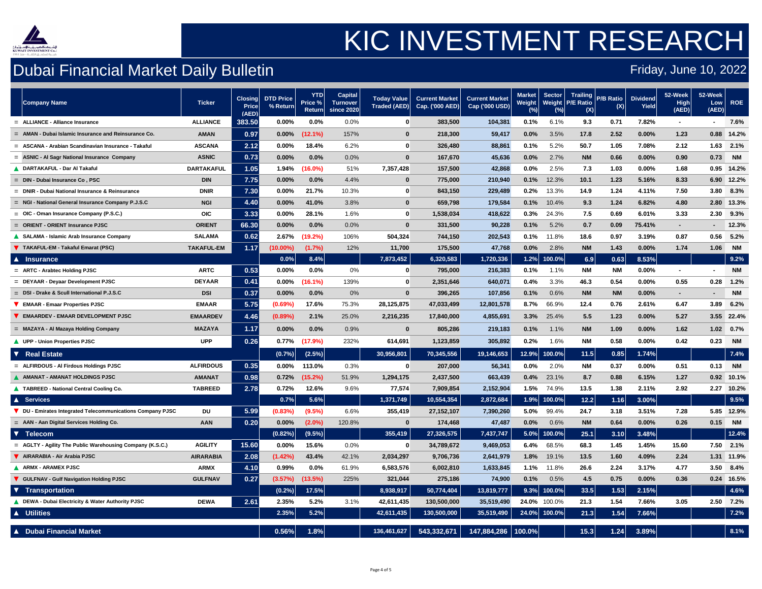# KIC INVESTMENT RESEARCH

## Dubai Financial Market Daily Bulletin

Friday, June 10, 2022

| Company Name | Ticker | Closing Price (AED) | DTD Price % Return | YTD Price % Return | Capital Turnover since 2020 | Today Value Traded (AED) | Current Market Cap. ('000 AED) | Current Market Cap ('000 USD) | Market Weight (%) | Sector Weight (%) | Trailing P/E Ratio (X) | P/B Ratio (X) | Dividend Yield | 52-Week High (AED) | 52-Week Low (AED) | ROE |
|---|---|---|---|---|---|---|---|---|---|---|---|---|---|---|---|---|
| = ALLIANCE - Alliance Insurance | ALLIANCE | 383.50 | 0.00% | 0.0% | 0.0% | 0 | 383,500 | 104,381 | 0.1% | 6.1% | 9.3 | 0.71 | 7.82% | - | - | 7.6% |
| = AMAN - Dubai Islamic Insurance and Reinsurance Co. | AMAN | 0.97 | 0.00% | (12.1%) | 157% | 0 | 218,300 | 59,417 | 0.0% | 3.5% | 17.8 | 2.52 | 0.00% | 1.23 | 0.88 | 14.2% |
| = ASCANA - Arabian Scandinavian Insurance - Takaful | ASCANA | 2.12 | 0.00% | 18.4% | 6.2% | 0 | 326,480 | 88,861 | 0.1% | 5.2% | 50.7 | 1.05 | 7.08% | 2.12 | 1.63 | 2.1% |
| = ASNIC - Al Sagr National Insurance Company | ASNIC | 0.73 | 0.00% | 0.0% | 0.0% | 0 | 167,670 | 45,636 | 0.0% | 2.7% | NM | 0.66 | 0.00% | 0.90 | 0.73 | NM |
| ▲ DARTAKAFUL - Dar Al Takaful | DARTAKAFUL | 1.05 | 1.94% | (16.0%) | 51% | 7,357,428 | 157,500 | 42,868 | 0.0% | 2.5% | 7.3 | 1.03 | 0.00% | 1.68 | 0.95 | 14.2% |
| = DIN - Dubai Insurance Co , PSC | DIN | 7.75 | 0.00% | 0.0% | 4.4% | 0 | 775,000 | 210,940 | 0.1% | 12.3% | 10.1 | 1.23 | 5.16% | 8.33 | 6.90 | 12.2% |
| = DNIR - Dubai National Insurance & Reinsurance | DNIR | 7.30 | 0.00% | 21.7% | 10.3% | 0 | 843,150 | 229,489 | 0.2% | 13.3% | 14.9 | 1.24 | 4.11% | 7.50 | 3.80 | 8.3% |
| = NGI - National General Insurance Company P.J.S.C | NGI | 4.40 | 0.00% | 41.0% | 3.8% | 0 | 659,798 | 179,584 | 0.1% | 10.4% | 9.3 | 1.24 | 6.82% | 4.80 | 2.80 | 13.3% |
| = OIC - Oman Insurance Company (P.S.C.) | OIC | 3.33 | 0.00% | 28.1% | 1.6% | 0 | 1,538,034 | 418,622 | 0.3% | 24.3% | 7.5 | 0.69 | 6.01% | 3.33 | 2.30 | 9.3% |
| = ORIENT - ORIENT Insurance PJSC | ORIENT | 66.30 | 0.00% | 0.0% | 0.0% | 0 | 331,500 | 90,228 | 0.1% | 5.2% | 0.7 | 0.09 | 75.41% | - | - | 12.3% |
| ▲ SALAMA - Islamic Arab Insurance Company | SALAMA | 0.62 | 2.67% | (19.2%) | 106% | 504,324 | 744,150 | 202,543 | 0.1% | 11.8% | 18.6 | 0.97 | 3.19% | 0.87 | 0.56 | 5.2% |
| ▼ TAKAFUL-EM - Takaful Emarat (PSC) | TAKAFUL-EM | 1.17 | (10.00%) | (1.7%) | 12% | 11,700 | 175,500 | 47,768 | 0.0% | 2.8% | NM | 1.43 | 0.00% | 1.74 | 1.06 | NM |
| **▲ Insurance** | | | **0.0%** | **8.4%** | | **7,873,452** | **6,320,583** | **1,720,336** | **1.2%** | **100.0%** | **6.9** | **0.63** | **8.53%** | | | **9.2%** |
| = ARTC - Arabtec Holding PJSC | ARTC | 0.53 | 0.00% | 0.0% | 0% | 0 | 795,000 | 216,383 | 0.1% | 1.1% | NM | NM | 0.00% | - | - | NM |
| = DEYAAR - Deyaar Development PJSC | DEYAAR | 0.41 | 0.00% | (16.1%) | 139% | 0 | 2,351,646 | 640,071 | 0.4% | 3.3% | 46.3 | 0.54 | 0.00% | 0.55 | 0.28 | 1.2% |
| = DSI - Drake & Scull International P.J.S.C | DSI | 0.37 | 0.00% | 0.0% | 0% | 0 | 396,265 | 107,856 | 0.1% | 0.6% | NM | NM | 0.00% | - | - | NM |
| ▼ EMAAR - Emaar Properties PJSC | EMAAR | 5.75 | (0.69%) | 17.6% | 75.3% | 28,125,875 | 47,033,499 | 12,801,578 | 8.7% | 66.9% | 12.4 | 0.76 | 2.61% | 6.47 | 3.89 | 6.2% |
| ▼ EMAARDEV - EMAAR DEVELOPMENT PJSC | EMAARDEV | 4.46 | (0.89%) | 2.1% | 25.0% | 2,216,235 | 17,840,000 | 4,855,691 | 3.3% | 25.4% | 5.5 | 1.23 | 0.00% | 5.27 | 3.55 | 22.4% |
| = MAZAYA - Al Mazaya Holding Company | MAZAYA | 1.17 | 0.00% | 0.0% | 0.9% | 0 | 805,286 | 219,183 | 0.1% | 1.1% | NM | 1.09 | 0.00% | 1.62 | 1.02 | 0.7% |
| ▲ UPP - Union Properties PJSC | UPP | 0.26 | 0.77% | (17.9%) | 232% | 614,691 | 1,123,859 | 305,892 | 0.2% | 1.6% | NM | 0.58 | 0.00% | 0.42 | 0.23 | NM |
| **▼ Real Estate** | | | **(0.7%)** | **(2.5%)** | | **30,956,801** | **70,345,556** | **19,146,653** | **12.9%** | **100.0%** | **11.5** | **0.85** | **1.74%** | | | **7.4%** |
| = ALFIRDOUS - Al Firdous Holdings PJSC | ALFIRDOUS | 0.35 | 0.00% | 113.0% | 0.3% | 0 | 207,000 | 56,341 | 0.0% | 2.0% | NM | 0.37 | 0.00% | 0.51 | 0.13 | NM |
| ▲ AMANAT - AMANAT HOLDINGS PJSC | AMANAT | 0.98 | 0.72% | (15.2%) | 51.9% | 1,294,175 | 2,437,500 | 663,439 | 0.4% | 23.1% | 8.7 | 0.88 | 6.15% | 1.27 | 0.92 | 10.1% |
| ▲ TABREED - National Central Cooling Co. | TABREED | 2.78 | 0.72% | 12.6% | 9.6% | 77,574 | 7,909,854 | 2,152,904 | 1.5% | 74.9% | 13.5 | 1.38 | 2.11% | 2.92 | 2.27 | 10.2% |
| **▲ Services** | | | **0.7%** | **5.6%** | | **1,371,749** | **10,554,354** | **2,872,684** | **1.9%** | **100.0%** | **12.2** | **1.16** | **3.00%** | | | **9.5%** |
| ▼ DU - Emirates Integrated Telecommunications Company PJSC | DU | 5.99 | (0.83%) | (9.5%) | 6.6% | 355,419 | 27,152,107 | 7,390,260 | 5.0% | 99.4% | 24.7 | 3.18 | 3.51% | 7.28 | 5.85 | 12.9% |
| = AAN - Aan Digital Services Holding Co. | AAN | 0.20 | 0.00% | (2.0%) | 120.8% | 0 | 174,468 | 47,487 | 0.0% | 0.6% | NM | 0.64 | 0.00% | 0.26 | 0.15 | NM |
| **▼ Telecom** | | | **(0.82%)** | **(9.5%)** | | **355,419** | **27,326,575** | **7,437,747** | **5.0%** | **100.0%** | **25.1** | **3.10** | **3.48%** | | | **12.4%** |
| = AGLTY - Agility The Public Warehousing Company (K.S.C.) | AGILITY | 15.60 | 0.00% | 15.6% | 0.0% | 0 | 34,789,672 | 9,469,053 | 6.4% | 68.5% | 68.3 | 1.45 | 1.45% | 15.60 | 7.50 | 2.1% |
| ▼ AIRARABIA - Air Arabia PJSC | AIRARABIA | 2.08 | (1.42%) | 43.4% | 42.1% | 2,034,297 | 9,706,736 | 2,641,979 | 1.8% | 19.1% | 13.5 | 1.60 | 4.09% | 2.24 | 1.31 | 11.9% |
| ▲ ARMX - ARAMEX PJSC | ARMX | 4.10 | 0.99% | 0.0% | 61.9% | 6,583,576 | 6,002,810 | 1,633,845 | 1.1% | 11.8% | 26.6 | 2.24 | 3.17% | 4.77 | 3.50 | 8.4% |
| ▼ GULFNAV - Gulf Navigation Holding PJSC | GULFNAV | 0.27 | (3.57%) | (13.5%) | 225% | 321,044 | 275,186 | 74,900 | 0.1% | 0.5% | 4.5 | 0.75 | 0.00% | 0.36 | 0.24 | 16.5% |
| **▼ Transportation** | | | **(0.2%)** | **17.5%** | | **8,938,917** | **50,774,404** | **13,819,777** | **9.3%** | **100.0%** | **33.5** | **1.53** | **2.15%** | | | **4.6%** |
| ▲ DEWA - Dubai Electricity & Water Authority PJSC | DEWA | 2.61 | 2.35% | 5.2% | 3.1% | 42,611,435 | 130,500,000 | 35,519,490 | 24.0% | 100.0% | 21.3 | 1.54 | 7.66% | 3.05 | 2.50 | 7.2% |
| **▲ Utilities** | | | **2.35%** | **5.2%** | | **42,611,435** | **130,500,000** | **35,519,490** | **24.0%** | **100.0%** | **21.3** | **1.54** | **7.66%** | | | **7.2%** |
| **▲ Dubai Financial Market** | | | **0.56%** | **1.8%** | | **136,461,627** | **543,332,671** | **147,884,286** | **100.0%** | | **15.3** | **1.24** | **3.89%** | | | **8.1%** |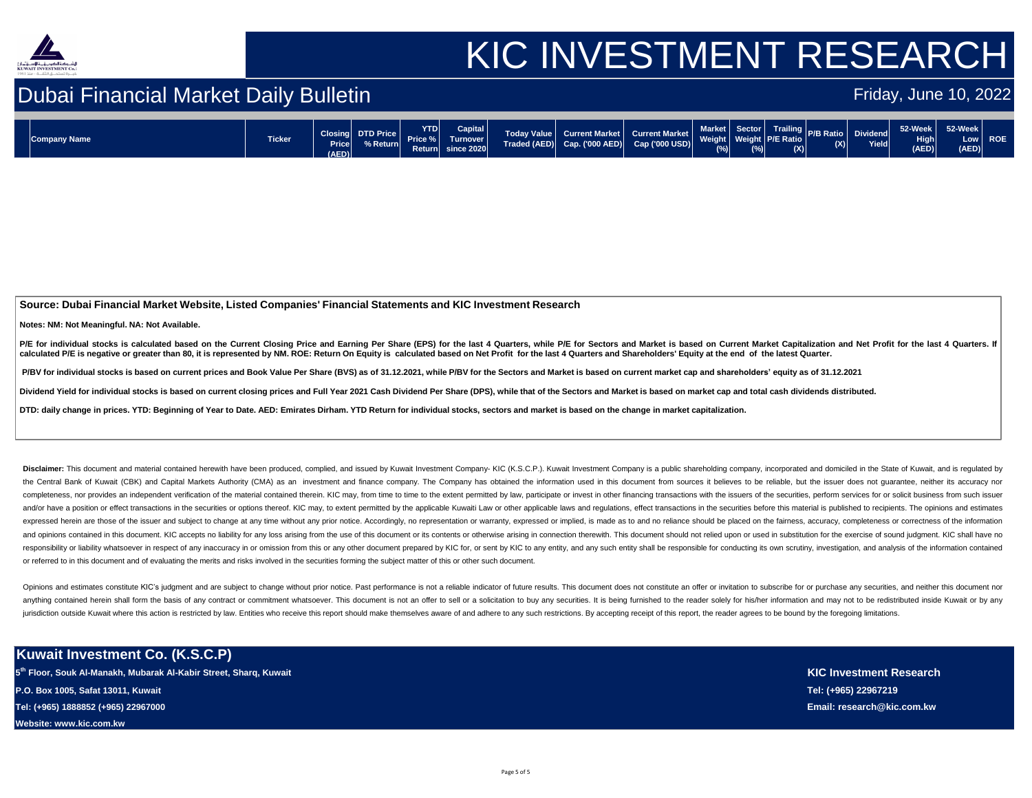# KIC INVESTMENT RESEARCH

## Dubai Financial Market Daily Bulletin

Friday, June 10, 2022

| Company Name | Ticker | Closing Price (AED) | DTD Price % Return | YTD Price % Return | Capital Turnover since 2020 | Today Value Traded (AED) | Current Market Cap. ('000 AED) | Current Market Cap ('000 USD) | Market Weight (%) | Sector Weight (%) | Trailing P/E Ratio (X) | P/B Ratio (X) | Dividend Yield | 52-Week High (AED) | 52-Week Low (AED) | ROE |
|---|---|---|---|---|---|---|---|---|---|---|---|---|---|---|---|---|

**Source: Dubai Financial Market Website, Listed Companies' Financial Statements and KIC Investment Research**

**Notes: NM: Not Meaningful. NA: Not Available.**

**P/E for individual stocks is calculated based on the Current Closing Price and Earning Per Share (EPS) for the last 4 Quarters, while P/E for Sectors and Market is based on Current Market Capitalization and Net Profit for the last 4 Quarters. If calculated P/E is negative or greater than 80, it is represented by NM. ROE: Return On Equity is calculated based on Net Profit for the last 4 Quarters and Shareholders' Equity at the end of the latest Quarter.**

**P/BV for individual stocks is based on current prices and Book Value Per Share (BVS) as of 31.12.2021, while P/BV for the Sectors and Market is based on current market cap and shareholders' equity as of 31.12.2021**

**Dividend Yield for individual stocks is based on current closing prices and Full Year 2021 Cash Dividend Per Share (DPS), while that of the Sectors and Market is based on market cap and total cash dividends distributed.**

**DTD: daily change in prices. YTD: Beginning of Year to Date. AED: Emirates Dirham. YTD Return for individual stocks, sectors and market is based on the change in market capitalization.**

**Disclaimer:** This document and material contained herewith have been produced, complied, and issued by Kuwait Investment Company- KIC (K.S.C.P.). Kuwait Investment Company is a public shareholding company, incorporated and domiciled in the State of Kuwait, and is regulated by the Central Bank of Kuwait (CBK) and Capital Markets Authority (CMA) as an investment and finance company. The Company has obtained the information used in this document from sources it believes to be reliable, but the issuer does not guarantee, neither its accuracy nor completeness, nor provides an independent verification of the material contained therein. KIC may, from time to time to the extent permitted by law, participate or invest in other financing transactions with the issuers of the securities, perform services for or solicit business from such issuer and/or have a position or effect transactions in the securities or options thereof. KIC may, to extent permitted by the applicable Kuwaiti Law or other applicable laws and regulations, effect transactions in the securities before this material is published to recipients. The opinions and estimates expressed herein are those of the issuer and subject to change at any time without any prior notice. Accordingly, no representation or warranty, expressed or implied, is made as to and no reliance should be placed on the fairness, accuracy, completeness or correctness of the information and opinions contained in this document. KIC accepts no liability for any loss arising from the use of this document or its contents or otherwise arising in connection therewith. This document should not relied upon or used in substitution for the exercise of sound judgment. KIC shall have no responsibility or liability whatsoever in respect of any inaccuracy in or omission from this or any other document prepared by KIC for, or sent by KIC to any entity, and any such entity shall be responsible for conducting its own scrutiny, investigation, and analysis of the information contained or referred to in this document and of evaluating the merits and risks involved in the securities forming the subject matter of this or other such document.

Opinions and estimates constitute KIC's judgment and are subject to change without prior notice. Past performance is not a reliable indicator of future results. This document does not constitute an offer or invitation to subscribe for or purchase any securities, and neither this document nor anything contained herein shall form the basis of any contract or commitment whatsoever. This document is not an offer to sell or a solicitation to buy any securities. It is being furnished to the reader solely for his/her information and may not to be redistributed inside Kuwait or by any jurisdiction outside Kuwait where this action is restricted by law. Entities who receive this report should make themselves aware of and adhere to any such restrictions. By accepting receipt of this report, the reader agrees to be bound by the foregoing limitations.

### Kuwait Investment Co. (K.S.C.P)

**5th Floor, Souk Al-Manakh, Mubarak Al-Kabir Street, Sharq, Kuwait**

**P.O. Box 1005, Safat 13011, Kuwait**

**Tel: (+965) 1888852 (+965) 22967000**

**Website: www.kic.com.kw**

**KIC Investment Research**

**Tel: (+965) 22967219**

**Email: research@kic.com.kw**